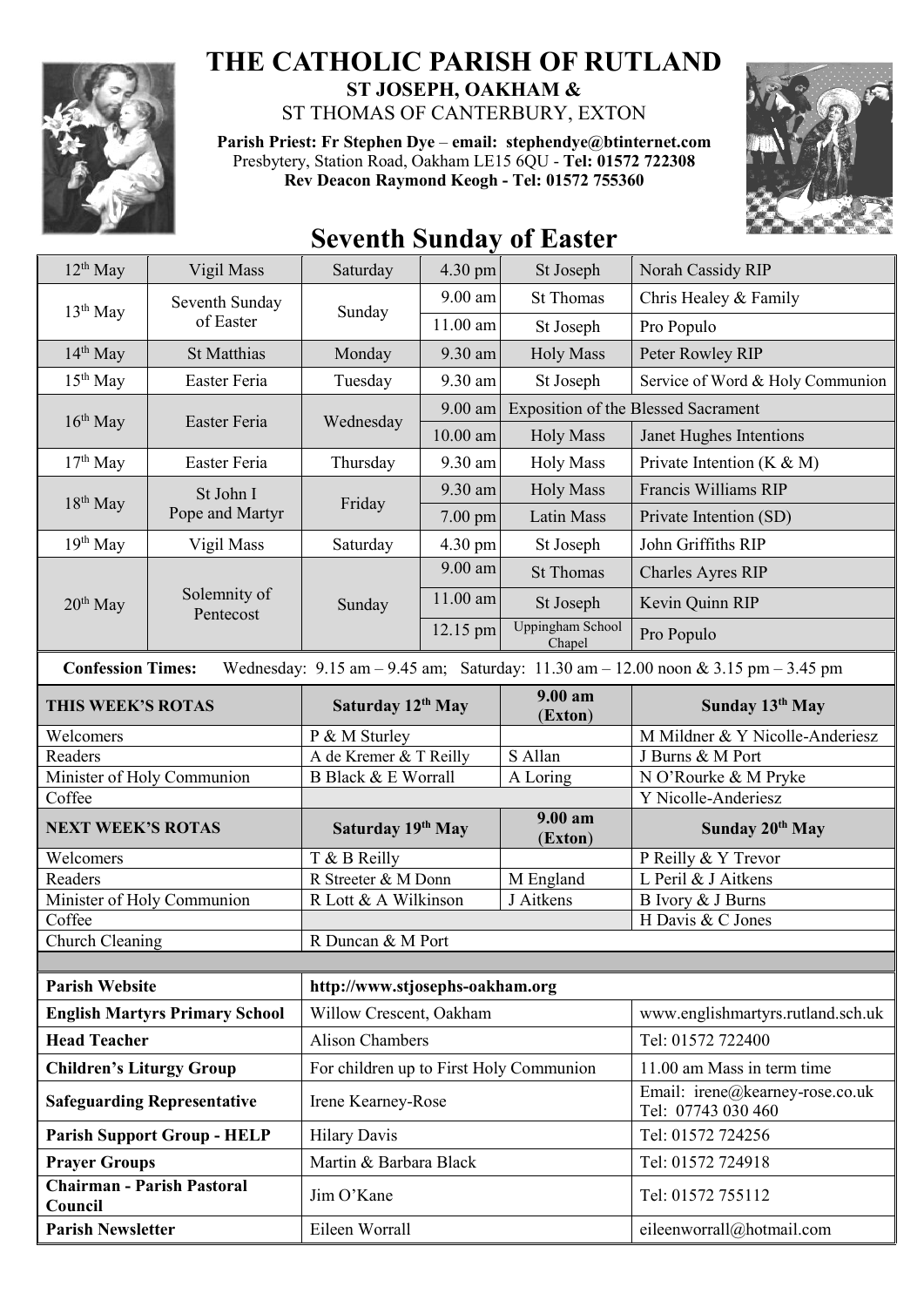# THE CATHOLIC PARISH OF RUTLAND

**ST JOSEPH, OAKHAM &**

ST THOMAS OF CANTERBURY, EXTON

**Parish Priest: Fr Stephen Dye** – **email: stephendye@btinternet.com**
Presbytery, Station Road, Oakham LE15 6QU - **Tel: 01572 722308**
**Rev Deacon Raymond Keogh - Tel: 01572 755360**

## Seventh Sunday of Easter

| Date | Day | | Time | Location | Intention |
|---|---|---|---|---|---|
| 12th May | Vigil Mass | Saturday | 4.30 pm | St Joseph | Norah Cassidy RIP |
| 13th May | Seventh Sunday of Easter | Sunday | 9.00 am | St Thomas | Chris Healey & Family |
| | | | 11.00 am | St Joseph | Pro Populo |
| 14th May | St Matthias | Monday | 9.30 am | Holy Mass | Peter Rowley RIP |
| 15th May | Easter Feria | Tuesday | 9.30 am | St Joseph | Service of Word & Holy Communion |
| 16th May | Easter Feria | Wednesday | 9.00 am | Exposition of the Blessed Sacrament | |
| | | | 10.00 am | Holy Mass | Janet Hughes Intentions |
| 17th May | Easter Feria | Thursday | 9.30 am | Holy Mass | Private Intention (K & M) |
| 18th May | St John I Pope and Martyr | Friday | 9.30 am | Holy Mass | Francis Williams RIP |
| | | | 7.00 pm | Latin Mass | Private Intention (SD) |
| 19th May | Vigil Mass | Saturday | 4.30 pm | St Joseph | John Griffiths RIP |
| 20th May | Solemnity of Pentecost | Sunday | 9.00 am | St Thomas | Charles Ayres RIP |
| | | | 11.00 am | St Joseph | Kevin Quinn RIP |
| | | | 12.15 pm | Uppingham School Chapel | Pro Populo |

**Confession Times:** Wednesday: 9.15 am – 9.45 am; Saturday: 11.30 am – 12.00 noon & 3.15 pm – 3.45 pm

| THIS WEEK'S ROTAS | Saturday 12th May | 9.00 am (Exton) | Sunday 13th May |
|---|---|---|---|
| Welcomers | P & M Sturley | | M Mildner & Y Nicolle-Anderiesz |
| Readers | A de Kremer & T Reilly | S Allan | J Burns & M Port |
| Minister of Holy Communion | B Black & E Worrall | A Loring | N O'Rourke & M Pryke |
| Coffee | | | Y Nicolle-Anderiesz |
| **NEXT WEEK'S ROTAS** | **Saturday 19th May** | **9.00 am (Exton)** | **Sunday 20th May** |
| Welcomers | T & B Reilly | | P Reilly & Y Trevor |
| Readers | R Streeter & M Donn | M England | L Peril & J Aitkens |
| Minister of Holy Communion | R Lott & A Wilkinson | J Aitkens | B Ivory & J Burns |
| Coffee | | | H Davis & C Jones |
| Church Cleaning | R Duncan & M Port | | |

| | | |
|---|---|---|
| **Parish Website** | http://www.stjosephs-oakham.org | |
| **English Martyrs Primary School** | Willow Crescent, Oakham | www.englishmartyrs.rutland.sch.uk |
| **Head Teacher** | Alison Chambers | Tel: 01572 722400 |
| **Children's Liturgy Group** | For children up to First Holy Communion | 11.00 am Mass in term time |
| **Safeguarding Representative** | Irene Kearney-Rose | Email: irene@kearney-rose.co.uk Tel: 07743 030 460 |
| **Parish Support Group - HELP** | Hilary Davis | Tel: 01572 724256 |
| **Prayer Groups** | Martin & Barbara Black | Tel: 01572 724918 |
| **Chairman - Parish Pastoral Council** | Jim O'Kane | Tel: 01572 755112 |
| **Parish Newsletter** | Eileen Worrall | eileenworrall@hotmail.com |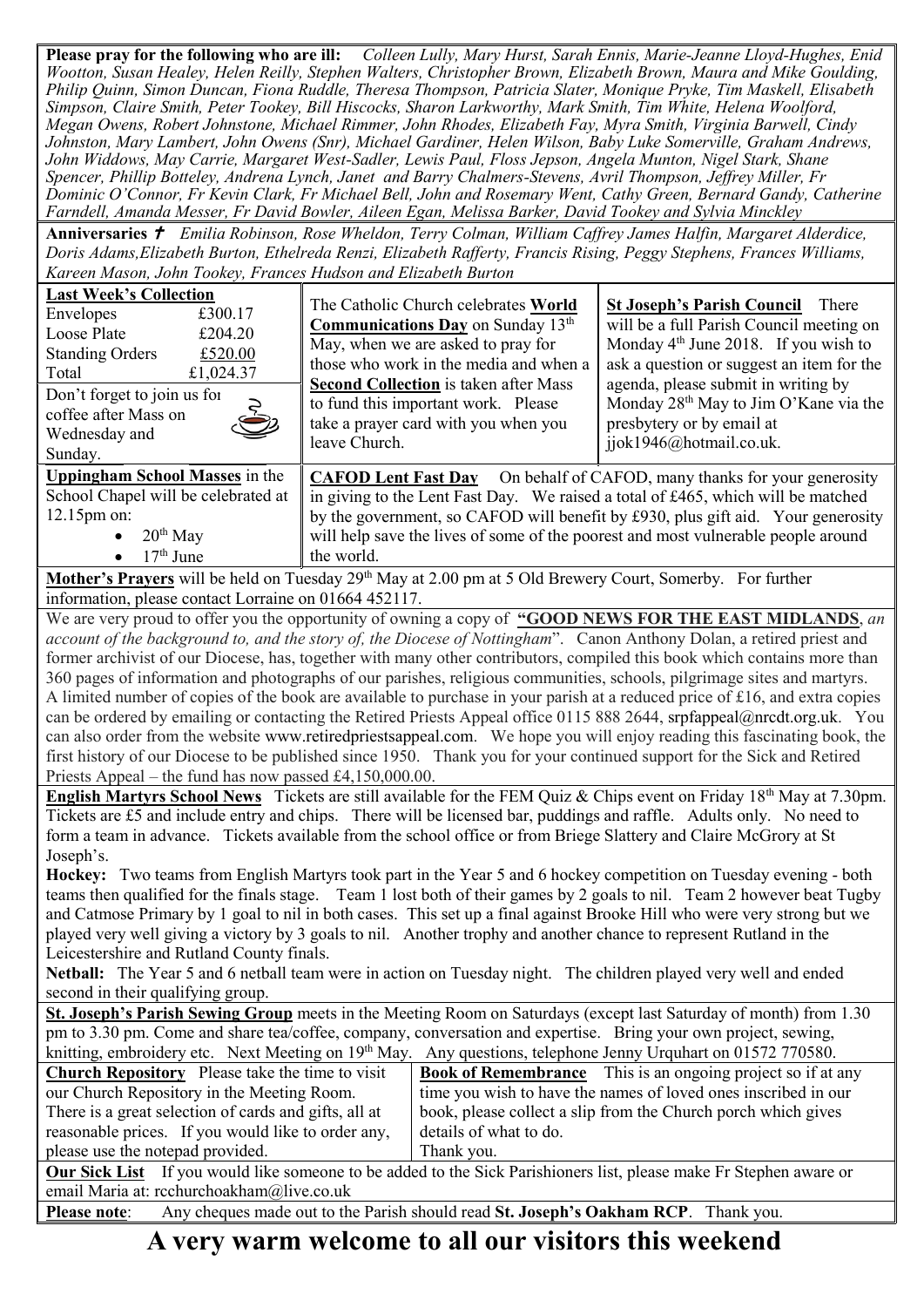**Please pray for the following who are ill:** *Colleen Lully, Mary Hurst, Sarah Ennis, Marie-Jeanne Lloyd-Hughes, Enid Wootton, Susan Healey, Helen Reilly, Stephen Walters, Christopher Brown, Elizabeth Brown, Maura and Mike Goulding, Philip Quinn, Simon Duncan, Fiona Ruddle, Theresa Thompson, Patricia Slater, Monique Pryke, Tim Maskell, Elisabeth Simpson, Claire Smith, Peter Tookey, Bill Hiscocks, Sharon Larkworthy, Mark Smith, Tim White, Helena Woolford, Megan Owens, Robert Johnstone, Michael Rimmer, John Rhodes, Elizabeth Fay, Myra Smith, Virginia Barwell, Cindy Johnston, Mary Lambert, John Owens (Snr), Michael Gardiner, Helen Wilson, Baby Luke Somerville, Graham Andrews, John Widdows, May Carrie, Margaret West-Sadler, Lewis Paul, Floss Jepson, Angela Munton, Nigel Stark, Shane Spencer, Phillip Botteley, Andrena Lynch, Janet and Barry Chalmers-Stevens, Avril Thompson, Jeffrey Miller, Fr Dominic O'Connor, Fr Kevin Clark, Fr Michael Bell, John and Rosemary Went, Cathy Green, Bernard Gandy, Catherine Farndell, Amanda Messer, Fr David Bowler, Aileen Egan, Melissa Barker, David Tookey and Sylvia Minckley*

**Anniversaries** ✝ *Emilia Robinson, Rose Wheldon, Terry Colman, William Caffrey James Halfin, Margaret Alderdice, Doris Adams,Elizabeth Burton, Ethelreda Renzi, Elizabeth Rafferty, Francis Rising, Peggy Stephens, Frances Williams, Kareen Mason, John Tookey, Frances Hudson and Elizabeth Burton*

**Last Week's Collection**

| | |
|---|---|
| Envelopes | £300.17 |
| Loose Plate | £204.20 |
| Standing Orders | £520.00 |
| Total | £1,024.37 |

Don't forget to join us for coffee after Mass on Wednesday and Sunday.

The Catholic Church celebrates **World Communications Day** on Sunday 13th May, when we are asked to pray for those who work in the media and when a **Second Collection** is taken after Mass to fund this important work. Please take a prayer card with you when you leave Church.

**St Joseph's Parish Council** There will be a full Parish Council meeting on Monday 4th June 2018. If you wish to ask a question or suggest an item for the agenda, please submit in writing by Monday 28th May to Jim O'Kane via the presbytery or by email at jjok1946@hotmail.co.uk.

**Uppingham School Masses** in the School Chapel will be celebrated at 12.15pm on:

- 20th May
- 17th June

**CAFOD Lent Fast Day** On behalf of CAFOD, many thanks for your generosity in giving to the Lent Fast Day. We raised a total of £465, which will be matched by the government, so CAFOD will benefit by £930, plus gift aid. Your generosity will help save the lives of some of the poorest and most vulnerable people around the world.

**Mother's Prayers** will be held on Tuesday 29th May at 2.00 pm at 5 Old Brewery Court, Somerby. For further information, please contact Lorraine on 01664 452117.

We are very proud to offer you the opportunity of owning a copy of **"GOOD NEWS FOR THE EAST MIDLANDS**, *an account of the background to, and the story of, the Diocese of Nottingham*". Canon Anthony Dolan, a retired priest and former archivist of our Diocese, has, together with many other contributors, compiled this book which contains more than 360 pages of information and photographs of our parishes, religious communities, schools, pilgrimage sites and martyrs. A limited number of copies of the book are available to purchase in your parish at a reduced price of £16, and extra copies can be ordered by emailing or contacting the Retired Priests Appeal office 0115 888 2644, srpfappeal@nrcdt.org.uk. You can also order from the website www.retiredpriestsappeal.com. We hope you will enjoy reading this fascinating book, the first history of our Diocese to be published since 1950. Thank you for your continued support for the Sick and Retired Priests Appeal – the fund has now passed £4,150,000.00.

**English Martyrs School News** Tickets are still available for the FEM Quiz & Chips event on Friday 18th May at 7.30pm. Tickets are £5 and include entry and chips. There will be licensed bar, puddings and raffle. Adults only. No need to form a team in advance. Tickets available from the school office or from Briege Slattery and Claire McGrory at St Joseph's.

**Hockey:** Two teams from English Martyrs took part in the Year 5 and 6 hockey competition on Tuesday evening - both teams then qualified for the finals stage. Team 1 lost both of their games by 2 goals to nil. Team 2 however beat Tugby and Catmose Primary by 1 goal to nil in both cases. This set up a final against Brooke Hill who were very strong but we played very well giving a victory by 3 goals to nil. Another trophy and another chance to represent Rutland in the Leicestershire and Rutland County finals.

**Netball:** The Year 5 and 6 netball team were in action on Tuesday night. The children played very well and ended second in their qualifying group.

**St. Joseph's Parish Sewing Group** meets in the Meeting Room on Saturdays (except last Saturday of month) from 1.30 pm to 3.30 pm. Come and share tea/coffee, company, conversation and expertise. Bring your own project, sewing, knitting, embroidery etc. Next Meeting on 19th May. Any questions, telephone Jenny Urquhart on 01572 770580.

**Church Repository** Please take the time to visit our Church Repository in the Meeting Room. There is a great selection of cards and gifts, all at reasonable prices. If you would like to order any, please use the notepad provided.

**Book of Remembrance** This is an ongoing project so if at any time you wish to have the names of loved ones inscribed in our book, please collect a slip from the Church porch which gives details of what to do. Thank you.

**Our Sick List** If you would like someone to be added to the Sick Parishioners list, please make Fr Stephen aware or email Maria at: rcchurchoakham@live.co.uk

**Please note**: Any cheques made out to the Parish should read **St. Joseph's Oakham RCP**. Thank you.

# A very warm welcome to all our visitors this weekend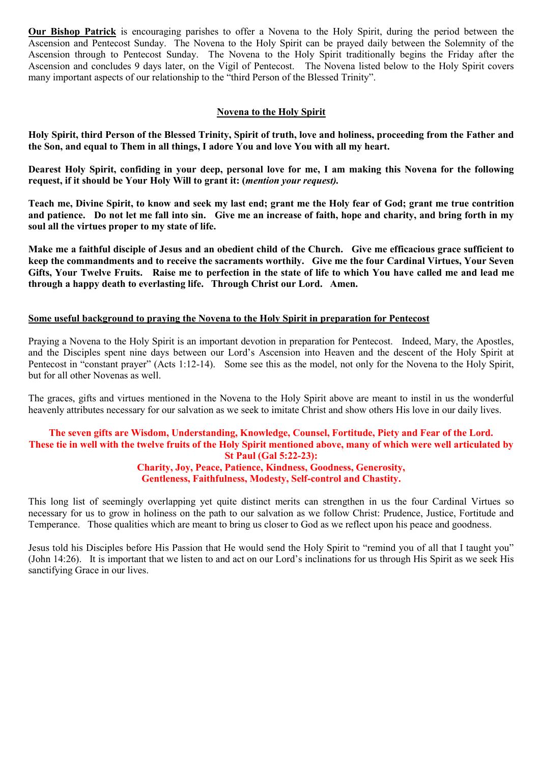**Our Bishop Patrick** is encouraging parishes to offer a Novena to the Holy Spirit, during the period between the Ascension and Pentecost Sunday. The Novena to the Holy Spirit can be prayed daily between the Solemnity of the Ascension through to Pentecost Sunday. The Novena to the Holy Spirit traditionally begins the Friday after the Ascension and concludes 9 days later, on the Vigil of Pentecost. The Novena listed below to the Holy Spirit covers many important aspects of our relationship to the "third Person of the Blessed Trinity".

## Novena to the Holy Spirit

**Holy Spirit, third Person of the Blessed Trinity, Spirit of truth, love and holiness, proceeding from the Father and the Son, and equal to Them in all things, I adore You and love You with all my heart.**

**Dearest Holy Spirit, confiding in your deep, personal love for me, I am making this Novena for the following request, if it should be Your Holy Will to grant it: (*mention your request*).**

**Teach me, Divine Spirit, to know and seek my last end; grant me the Holy fear of God; grant me true contrition and patience. Do not let me fall into sin. Give me an increase of faith, hope and charity, and bring forth in my soul all the virtues proper to my state of life.**

**Make me a faithful disciple of Jesus and an obedient child of the Church. Give me efficacious grace sufficient to keep the commandments and to receive the sacraments worthily. Give me the four Cardinal Virtues, Your Seven Gifts, Your Twelve Fruits. Raise me to perfection in the state of life to which You have called me and lead me through a happy death to everlasting life. Through Christ our Lord. Amen.**

## Some useful background to praying the Novena to the Holy Spirit in preparation for Pentecost

Praying a Novena to the Holy Spirit is an important devotion in preparation for Pentecost. Indeed, Mary, the Apostles, and the Disciples spent nine days between our Lord's Ascension into Heaven and the descent of the Holy Spirit at Pentecost in "constant prayer" (Acts 1:12-14). Some see this as the model, not only for the Novena to the Holy Spirit, but for all other Novenas as well.

The graces, gifts and virtues mentioned in the Novena to the Holy Spirit above are meant to instil in us the wonderful heavenly attributes necessary for our salvation as we seek to imitate Christ and show others His love in our daily lives.

**The seven gifts are Wisdom, Understanding, Knowledge, Counsel, Fortitude, Piety and Fear of the Lord.
These tie in well with the twelve fruits of the Holy Spirit mentioned above, many of which were well articulated by St Paul (Gal 5:22-23):
Charity, Joy, Peace, Patience, Kindness, Goodness, Generosity,
Gentleness, Faithfulness, Modesty, Self-control and Chastity.**

This long list of seemingly overlapping yet quite distinct merits can strengthen in us the four Cardinal Virtues so necessary for us to grow in holiness on the path to our salvation as we follow Christ: Prudence, Justice, Fortitude and Temperance. Those qualities which are meant to bring us closer to God as we reflect upon his peace and goodness.

Jesus told his Disciples before His Passion that He would send the Holy Spirit to "remind you of all that I taught you" (John 14:26). It is important that we listen to and act on our Lord's inclinations for us through His Spirit as we seek His sanctifying Grace in our lives.